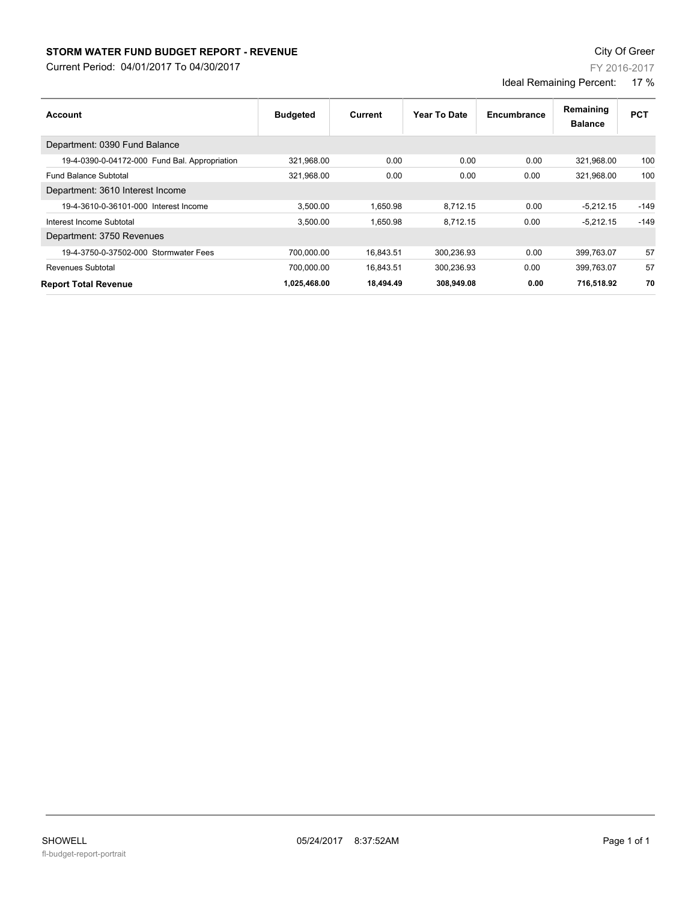# STORM WATER FUND BUDGET REPORT - REVENUE

Current Period: 04/01/2017 To 04/30/2017

City Of Greer

FY 2016-2017

Ideal Remaining Percent: 17 %

| Account | Budgeted | Current | Year To Date | Encumbrance | Remaining Balance | PCT |
|---|---|---|---|---|---|---|
| Department: 0390 Fund Balance | | | | | | |
| 19-4-0390-0-04172-000 Fund Bal. Appropriation | 321,968.00 | 0.00 | 0.00 | 0.00 | 321,968.00 | 100 |
| Fund Balance Subtotal | 321,968.00 | 0.00 | 0.00 | 0.00 | 321,968.00 | 100 |
| Department: 3610 Interest Income | | | | | | |
| 19-4-3610-0-36101-000 Interest Income | 3,500.00 | 1,650.98 | 8,712.15 | 0.00 | -5,212.15 | -149 |
| Interest Income Subtotal | 3,500.00 | 1,650.98 | 8,712.15 | 0.00 | -5,212.15 | -149 |
| Department: 3750 Revenues | | | | | | |
| 19-4-3750-0-37502-000 Stormwater Fees | 700,000.00 | 16,843.51 | 300,236.93 | 0.00 | 399,763.07 | 57 |
| Revenues Subtotal | 700,000.00 | 16,843.51 | 300,236.93 | 0.00 | 399,763.07 | 57 |
| **Report Total Revenue** | **1,025,468.00** | **18,494.49** | **308,949.08** | **0.00** | **716,518.92** | **70** |

SHOWELL

05/24/2017 8:37:52AM

fl-budget-report-portrait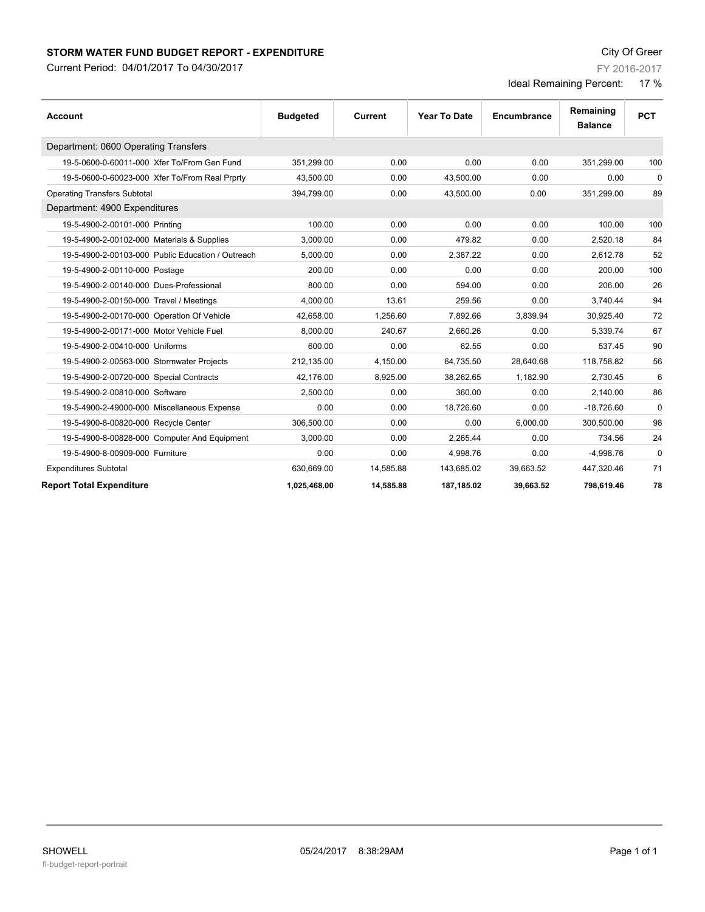**STORM WATER FUND BUDGET REPORT - EXPENDITURE**

Current Period: 04/01/2017 To 04/30/2017

City Of Greer

FY 2016-2017

Ideal Remaining Percent: 17 %

| Account | Budgeted | Current | Year To Date | Encumbrance | Remaining Balance | PCT |
|---|---|---|---|---|---|---|
| Department: 0600 Operating Transfers | | | | | | |
| 19-5-0600-0-60011-000 Xfer To/From Gen Fund | 351,299.00 | 0.00 | 0.00 | 0.00 | 351,299.00 | 100 |
| 19-5-0600-0-60023-000 Xfer To/From Real Prprty | 43,500.00 | 0.00 | 43,500.00 | 0.00 | 0.00 | 0 |
| Operating Transfers Subtotal | 394,799.00 | 0.00 | 43,500.00 | 0.00 | 351,299.00 | 89 |
| Department: 4900 Expenditures | | | | | | |
| 19-5-4900-2-00101-000 Printing | 100.00 | 0.00 | 0.00 | 0.00 | 100.00 | 100 |
| 19-5-4900-2-00102-000 Materials & Supplies | 3,000.00 | 0.00 | 479.82 | 0.00 | 2,520.18 | 84 |
| 19-5-4900-2-00103-000 Public Education / Outreach | 5,000.00 | 0.00 | 2,387.22 | 0.00 | 2,612.78 | 52 |
| 19-5-4900-2-00110-000 Postage | 200.00 | 0.00 | 0.00 | 0.00 | 200.00 | 100 |
| 19-5-4900-2-00140-000 Dues-Professional | 800.00 | 0.00 | 594.00 | 0.00 | 206.00 | 26 |
| 19-5-4900-2-00150-000 Travel / Meetings | 4,000.00 | 13.61 | 259.56 | 0.00 | 3,740.44 | 94 |
| 19-5-4900-2-00170-000 Operation Of Vehicle | 42,658.00 | 1,256.60 | 7,892.66 | 3,839.94 | 30,925.40 | 72 |
| 19-5-4900-2-00171-000 Motor Vehicle Fuel | 8,000.00 | 240.67 | 2,660.26 | 0.00 | 5,339.74 | 67 |
| 19-5-4900-2-00410-000 Uniforms | 600.00 | 0.00 | 62.55 | 0.00 | 537.45 | 90 |
| 19-5-4900-2-00563-000 Stormwater Projects | 212,135.00 | 4,150.00 | 64,735.50 | 28,640.68 | 118,758.82 | 56 |
| 19-5-4900-2-00720-000 Special Contracts | 42,176.00 | 8,925.00 | 38,262.65 | 1,182.90 | 2,730.45 | 6 |
| 19-5-4900-2-00810-000 Software | 2,500.00 | 0.00 | 360.00 | 0.00 | 2,140.00 | 86 |
| 19-5-4900-2-49000-000 Miscellaneous Expense | 0.00 | 0.00 | 18,726.60 | 0.00 | -18,726.60 | 0 |
| 19-5-4900-8-00820-000 Recycle Center | 306,500.00 | 0.00 | 0.00 | 6,000.00 | 300,500.00 | 98 |
| 19-5-4900-8-00828-000 Computer And Equipment | 3,000.00 | 0.00 | 2,265.44 | 0.00 | 734.56 | 24 |
| 19-5-4900-8-00909-000 Furniture | 0.00 | 0.00 | 4,998.76 | 0.00 | -4,998.76 | 0 |
| Expenditures Subtotal | 630,669.00 | 14,585.88 | 143,685.02 | 39,663.52 | 447,320.46 | 71 |
| **Report Total Expenditure** | **1,025,468.00** | **14,585.88** | **187,185.02** | **39,663.52** | **798,619.46** | **78** |

SHOWELL 05/24/2017 8:38:29AM

fl-budget-report-portrait